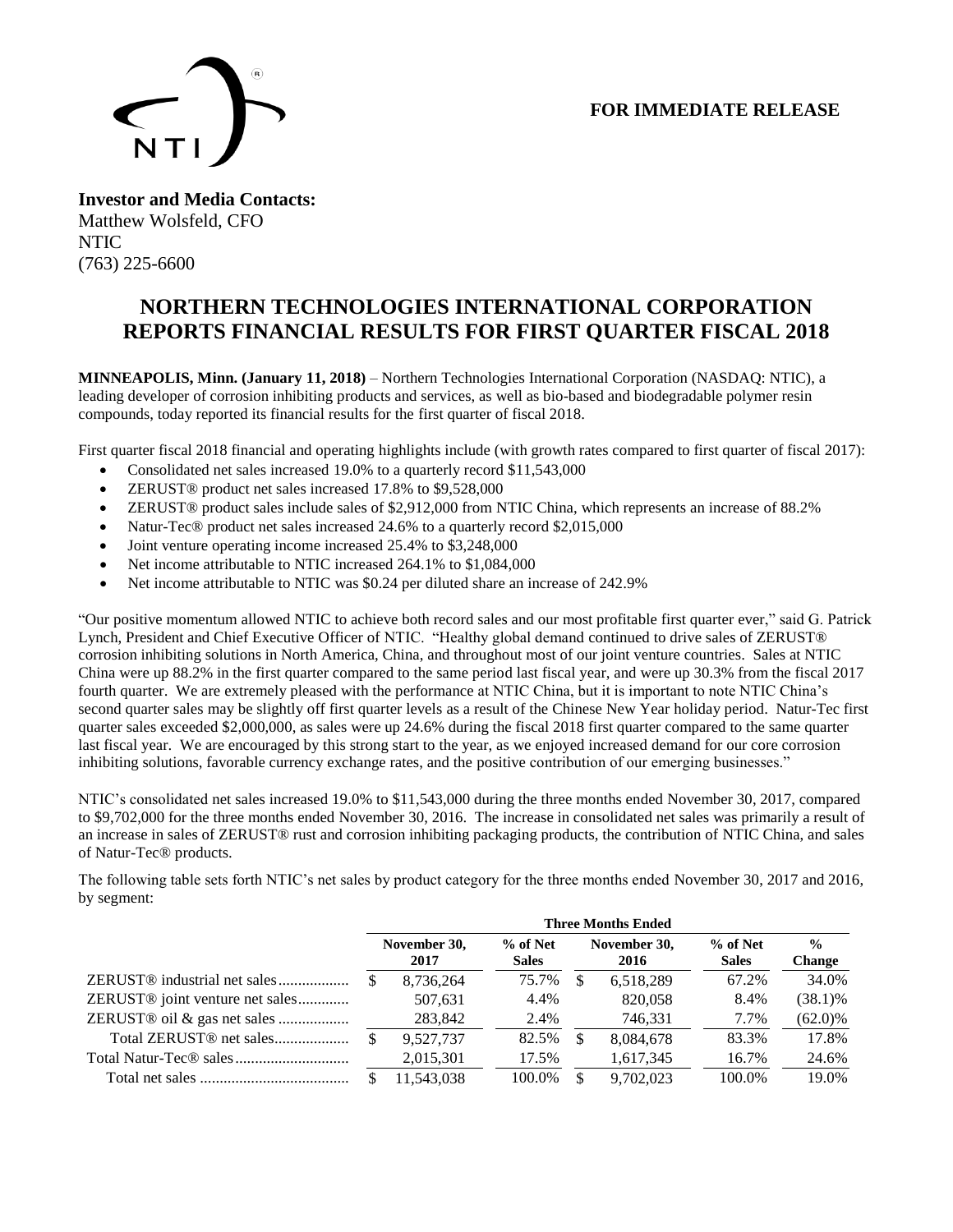**FOR IMMEDIATE RELEASE**

**Investor and Media Contacts:**
Matthew Wolsfeld, CFO
NTIC
(763) 225-6600

# NORTHERN TECHNOLOGIES INTERNATIONAL CORPORATION REPORTS FINANCIAL RESULTS FOR FIRST QUARTER FISCAL 2018

**MINNEAPOLIS, Minn. (January 11, 2018)** – Northern Technologies International Corporation (NASDAQ: NTIC), a leading developer of corrosion inhibiting products and services, as well as bio-based and biodegradable polymer resin compounds, today reported its financial results for the first quarter of fiscal 2018.

First quarter fiscal 2018 financial and operating highlights include (with growth rates compared to first quarter of fiscal 2017):

- Consolidated net sales increased 19.0% to a quarterly record $11,543,000
- ZERUST® product net sales increased 17.8% to $9,528,000
- ZERUST® product sales include sales of $2,912,000 from NTIC China, which represents an increase of 88.2%
- Natur-Tec® product net sales increased 24.6% to a quarterly record $2,015,000
- Joint venture operating income increased 25.4% to $3,248,000
- Net income attributable to NTIC increased 264.1% to $1,084,000
- Net income attributable to NTIC was $0.24 per diluted share an increase of 242.9%

"Our positive momentum allowed NTIC to achieve both record sales and our most profitable first quarter ever," said G. Patrick Lynch, President and Chief Executive Officer of NTIC. "Healthy global demand continued to drive sales of ZERUST® corrosion inhibiting solutions in North America, China, and throughout most of our joint venture countries. Sales at NTIC China were up 88.2% in the first quarter compared to the same period last fiscal year, and were up 30.3% from the fiscal 2017 fourth quarter. We are extremely pleased with the performance at NTIC China, but it is important to note NTIC China's second quarter sales may be slightly off first quarter levels as a result of the Chinese New Year holiday period. Natur-Tec first quarter sales exceeded $2,000,000, as sales were up 24.6% during the fiscal 2018 first quarter compared to the same quarter last fiscal year. We are encouraged by this strong start to the year, as we enjoyed increased demand for our core corrosion inhibiting solutions, favorable currency exchange rates, and the positive contribution of our emerging businesses."

NTIC's consolidated net sales increased 19.0% to $11,543,000 during the three months ended November 30, 2017, compared to $9,702,000 for the three months ended November 30, 2016. The increase in consolidated net sales was primarily a result of an increase in sales of ZERUST® rust and corrosion inhibiting packaging products, the contribution of NTIC China, and sales of Natur-Tec® products.

The following table sets forth NTIC's net sales by product category for the three months ended November 30, 2017 and 2016, by segment:

| | Three Months Ended | | | | |
|---|---|---|---|---|---|
| | November 30, 2017 | % of Net Sales | November 30, 2016 | % of Net Sales | % Change |
| ZERUST® industrial net sales | $ 8,736,264 | 75.7% | $ 6,518,289 | 67.2% | 34.0% |
| ZERUST® joint venture net sales | 507,631 | 4.4% | 820,058 | 8.4% | (38.1)% |
| ZERUST® oil & gas net sales | 283,842 | 2.4% | 746,331 | 7.7% | (62.0)% |
| Total ZERUST® net sales | $ 9,527,737 | 82.5% | $ 8,084,678 | 83.3% | 17.8% |
| Total Natur-Tec® sales | 2,015,301 | 17.5% | 1,617,345 | 16.7% | 24.6% |
| Total net sales | $ 11,543,038 | 100.0% | $ 9,702,023 | 100.0% | 19.0% |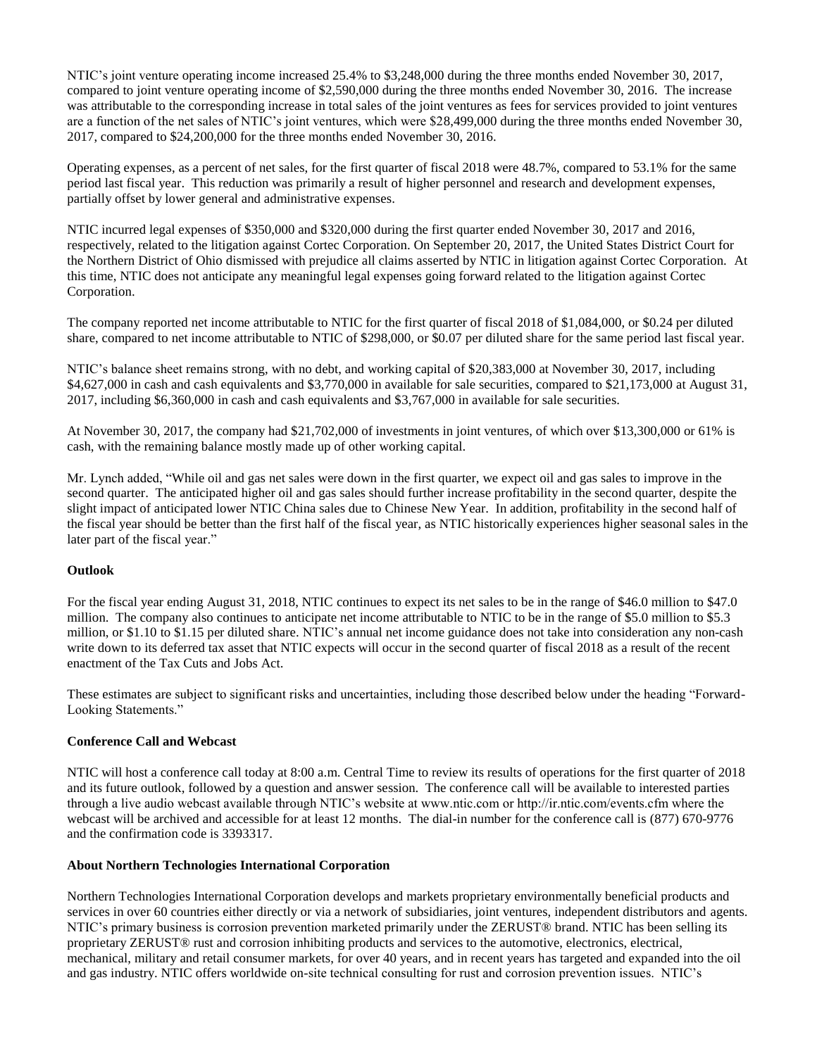NTIC's joint venture operating income increased 25.4% to $3,248,000 during the three months ended November 30, 2017, compared to joint venture operating income of $2,590,000 during the three months ended November 30, 2016. The increase was attributable to the corresponding increase in total sales of the joint ventures as fees for services provided to joint ventures are a function of the net sales of NTIC's joint ventures, which were $28,499,000 during the three months ended November 30, 2017, compared to $24,200,000 for the three months ended November 30, 2016.

Operating expenses, as a percent of net sales, for the first quarter of fiscal 2018 were 48.7%, compared to 53.1% for the same period last fiscal year. This reduction was primarily a result of higher personnel and research and development expenses, partially offset by lower general and administrative expenses.

NTIC incurred legal expenses of $350,000 and $320,000 during the first quarter ended November 30, 2017 and 2016, respectively, related to the litigation against Cortec Corporation. On September 20, 2017, the United States District Court for the Northern District of Ohio dismissed with prejudice all claims asserted by NTIC in litigation against Cortec Corporation. At this time, NTIC does not anticipate any meaningful legal expenses going forward related to the litigation against Cortec Corporation.

The company reported net income attributable to NTIC for the first quarter of fiscal 2018 of $1,084,000, or $0.24 per diluted share, compared to net income attributable to NTIC of $298,000, or $0.07 per diluted share for the same period last fiscal year.

NTIC's balance sheet remains strong, with no debt, and working capital of $20,383,000 at November 30, 2017, including $4,627,000 in cash and cash equivalents and $3,770,000 in available for sale securities, compared to $21,173,000 at August 31, 2017, including $6,360,000 in cash and cash equivalents and $3,767,000 in available for sale securities.

At November 30, 2017, the company had $21,702,000 of investments in joint ventures, of which over $13,300,000 or 61% is cash, with the remaining balance mostly made up of other working capital.

Mr. Lynch added, "While oil and gas net sales were down in the first quarter, we expect oil and gas sales to improve in the second quarter. The anticipated higher oil and gas sales should further increase profitability in the second quarter, despite the slight impact of anticipated lower NTIC China sales due to Chinese New Year. In addition, profitability in the second half of the fiscal year should be better than the first half of the fiscal year, as NTIC historically experiences higher seasonal sales in the later part of the fiscal year."

**Outlook**

For the fiscal year ending August 31, 2018, NTIC continues to expect its net sales to be in the range of $46.0 million to $47.0 million. The company also continues to anticipate net income attributable to NTIC to be in the range of $5.0 million to $5.3 million, or $1.10 to $1.15 per diluted share. NTIC's annual net income guidance does not take into consideration any non-cash write down to its deferred tax asset that NTIC expects will occur in the second quarter of fiscal 2018 as a result of the recent enactment of the Tax Cuts and Jobs Act.

These estimates are subject to significant risks and uncertainties, including those described below under the heading "Forward-Looking Statements."

**Conference Call and Webcast**

NTIC will host a conference call today at 8:00 a.m. Central Time to review its results of operations for the first quarter of 2018 and its future outlook, followed by a question and answer session. The conference call will be available to interested parties through a live audio webcast available through NTIC's website at www.ntic.com or http://ir.ntic.com/events.cfm where the webcast will be archived and accessible for at least 12 months. The dial-in number for the conference call is (877) 670-9776 and the confirmation code is 3393317.

**About Northern Technologies International Corporation**

Northern Technologies International Corporation develops and markets proprietary environmentally beneficial products and services in over 60 countries either directly or via a network of subsidiaries, joint ventures, independent distributors and agents. NTIC's primary business is corrosion prevention marketed primarily under the ZERUST® brand. NTIC has been selling its proprietary ZERUST® rust and corrosion inhibiting products and services to the automotive, electronics, electrical, mechanical, military and retail consumer markets, for over 40 years, and in recent years has targeted and expanded into the oil and gas industry. NTIC offers worldwide on-site technical consulting for rust and corrosion prevention issues. NTIC's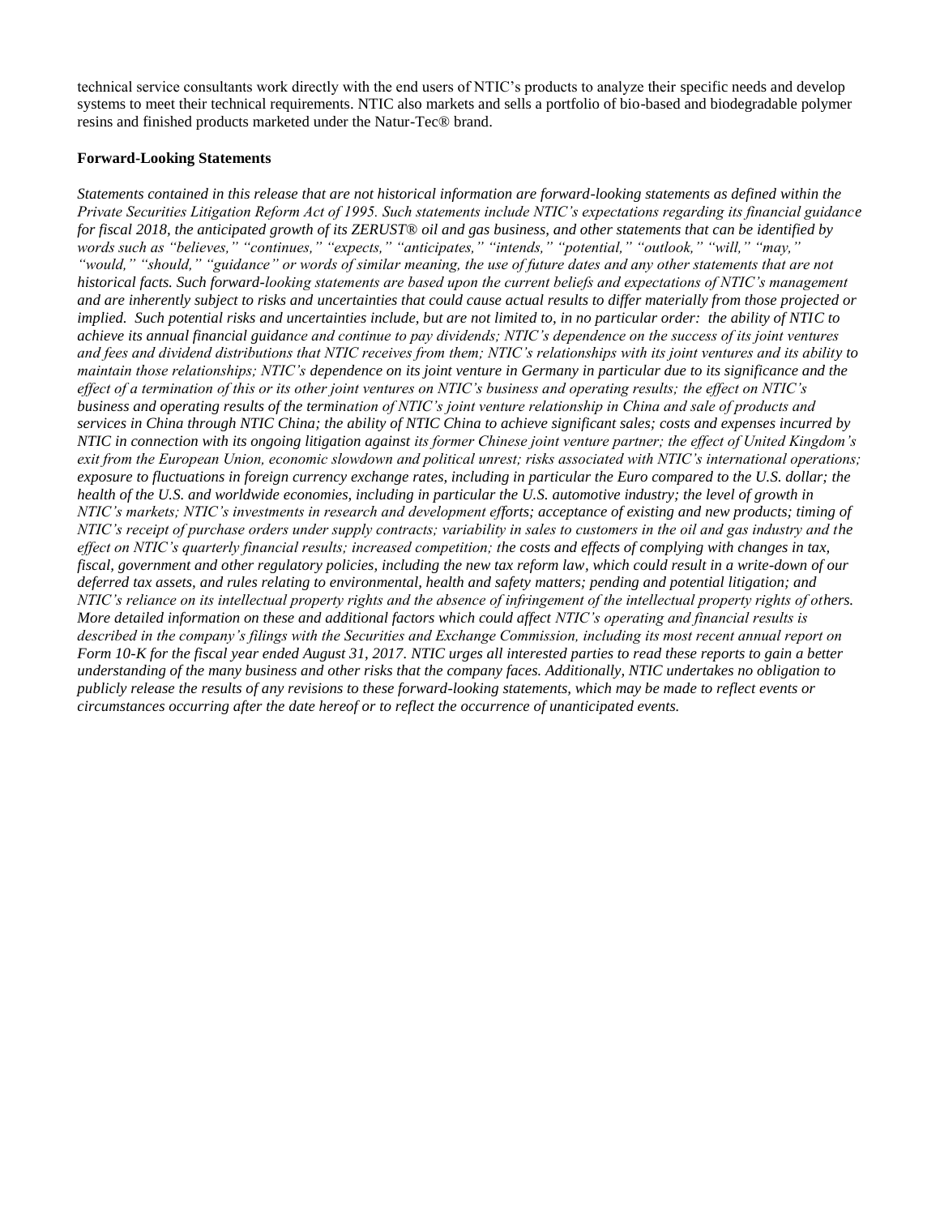technical service consultants work directly with the end users of NTIC's products to analyze their specific needs and develop systems to meet their technical requirements. NTIC also markets and sells a portfolio of bio-based and biodegradable polymer resins and finished products marketed under the Natur-Tec® brand.

**Forward-Looking Statements**

*Statements contained in this release that are not historical information are forward-looking statements as defined within the Private Securities Litigation Reform Act of 1995. Such statements include NTIC's expectations regarding its financial guidance for fiscal 2018, the anticipated growth of its ZERUST® oil and gas business, and other statements that can be identified by words such as "believes," "continues," "expects," "anticipates," "intends," "potential," "outlook," "will," "may," "would," "should," "guidance" or words of similar meaning, the use of future dates and any other statements that are not historical facts. Such forward-looking statements are based upon the current beliefs and expectations of NTIC's management and are inherently subject to risks and uncertainties that could cause actual results to differ materially from those projected or implied. Such potential risks and uncertainties include, but are not limited to, in no particular order: the ability of NTIC to achieve its annual financial guidance and continue to pay dividends; NTIC's dependence on the success of its joint ventures and fees and dividend distributions that NTIC receives from them; NTIC's relationships with its joint ventures and its ability to maintain those relationships; NTIC's dependence on its joint venture in Germany in particular due to its significance and the effect of a termination of this or its other joint ventures on NTIC's business and operating results; the effect on NTIC's business and operating results of the termination of NTIC's joint venture relationship in China and sale of products and services in China through NTIC China; the ability of NTIC China to achieve significant sales; costs and expenses incurred by NTIC in connection with its ongoing litigation against its former Chinese joint venture partner; the effect of United Kingdom's exit from the European Union, economic slowdown and political unrest; risks associated with NTIC's international operations; exposure to fluctuations in foreign currency exchange rates, including in particular the Euro compared to the U.S. dollar; the health of the U.S. and worldwide economies, including in particular the U.S. automotive industry; the level of growth in NTIC's markets; NTIC's investments in research and development efforts; acceptance of existing and new products; timing of NTIC's receipt of purchase orders under supply contracts; variability in sales to customers in the oil and gas industry and the effect on NTIC's quarterly financial results; increased competition; the costs and effects of complying with changes in tax, fiscal, government and other regulatory policies, including the new tax reform law, which could result in a write-down of our deferred tax assets, and rules relating to environmental, health and safety matters; pending and potential litigation; and NTIC's reliance on its intellectual property rights and the absence of infringement of the intellectual property rights of others. More detailed information on these and additional factors which could affect NTIC's operating and financial results is described in the company's filings with the Securities and Exchange Commission, including its most recent annual report on Form 10-K for the fiscal year ended August 31, 2017. NTIC urges all interested parties to read these reports to gain a better understanding of the many business and other risks that the company faces. Additionally, NTIC undertakes no obligation to publicly release the results of any revisions to these forward-looking statements, which may be made to reflect events or circumstances occurring after the date hereof or to reflect the occurrence of unanticipated events.*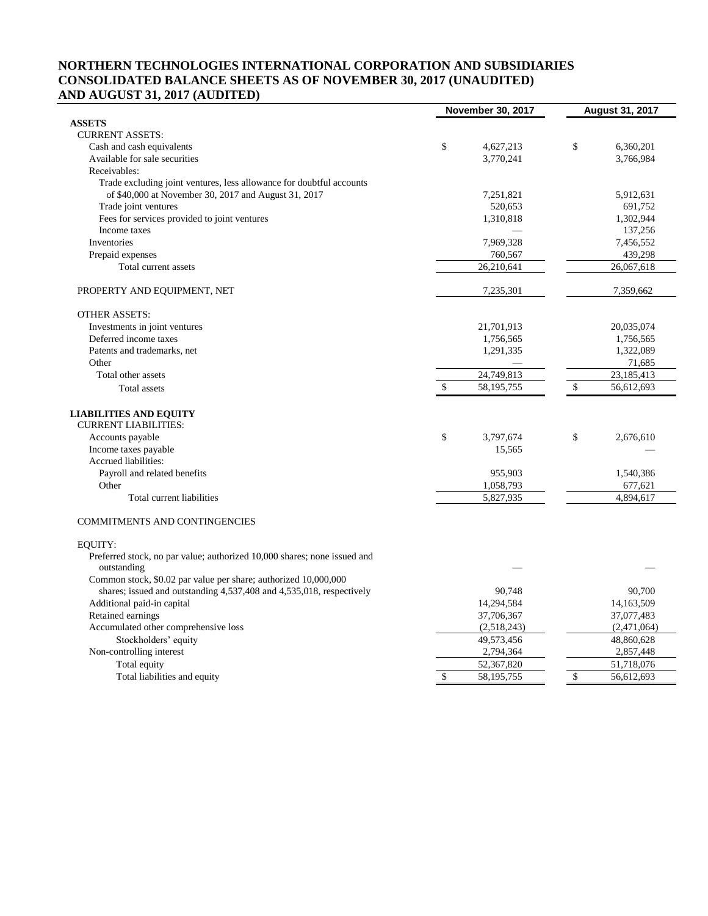# NORTHERN TECHNOLOGIES INTERNATIONAL CORPORATION AND SUBSIDIARIES
# CONSOLIDATED BALANCE SHEETS AS OF NOVEMBER 30, 2017 (UNAUDITED) AND AUGUST 31, 2017 (AUDITED)

| | November 30, 2017 | August 31, 2017 |
|---|---|---|
| **ASSETS** | | |
| CURRENT ASSETS: | | |
| Cash and cash equivalents | $ 4,627,213 | $ 6,360,201 |
| Available for sale securities | 3,770,241 | 3,766,984 |
| Receivables: | | |
| Trade excluding joint ventures, less allowance for doubtful accounts of $40,000 at November 30, 2017 and August 31, 2017 | 7,251,821 | 5,912,631 |
| Trade joint ventures | 520,653 | 691,752 |
| Fees for services provided to joint ventures | 1,310,818 | 1,302,944 |
| Income taxes | — | 137,256 |
| Inventories | 7,969,328 | 7,456,552 |
| Prepaid expenses | 760,567 | 439,298 |
| Total current assets | 26,210,641 | 26,067,618 |
| PROPERTY AND EQUIPMENT, NET | 7,235,301 | 7,359,662 |
| OTHER ASSETS: | | |
| Investments in joint ventures | 21,701,913 | 20,035,074 |
| Deferred income taxes | 1,756,565 | 1,756,565 |
| Patents and trademarks, net | 1,291,335 | 1,322,089 |
| Other | — | 71,685 |
| Total other assets | 24,749,813 | 23,185,413 |
| Total assets | $ 58,195,755 | $ 56,612,693 |
| **LIABILITIES AND EQUITY** | | |
| CURRENT LIABILITIES: | | |
| Accounts payable | $ 3,797,674 | $ 2,676,610 |
| Income taxes payable | 15,565 | — |
| Accrued liabilities: | | |
| Payroll and related benefits | 955,903 | 1,540,386 |
| Other | 1,058,793 | 677,621 |
| Total current liabilities | 5,827,935 | 4,894,617 |
| COMMITMENTS AND CONTINGENCIES | | |
| EQUITY: | | |
| Preferred stock, no par value; authorized 10,000 shares; none issued and outstanding | — | — |
| Common stock, $0.02 par value per share; authorized 10,000,000 shares; issued and outstanding 4,537,408 and 4,535,018, respectively | 90,748 | 90,700 |
| Additional paid-in capital | 14,294,584 | 14,163,509 |
| Retained earnings | 37,706,367 | 37,077,483 |
| Accumulated other comprehensive loss | (2,518,243) | (2,471,064) |
| Stockholders' equity | 49,573,456 | 48,860,628 |
| Non-controlling interest | 2,794,364 | 2,857,448 |
| Total equity | 52,367,820 | 51,718,076 |
| Total liabilities and equity | $ 58,195,755 | $ 56,612,693 |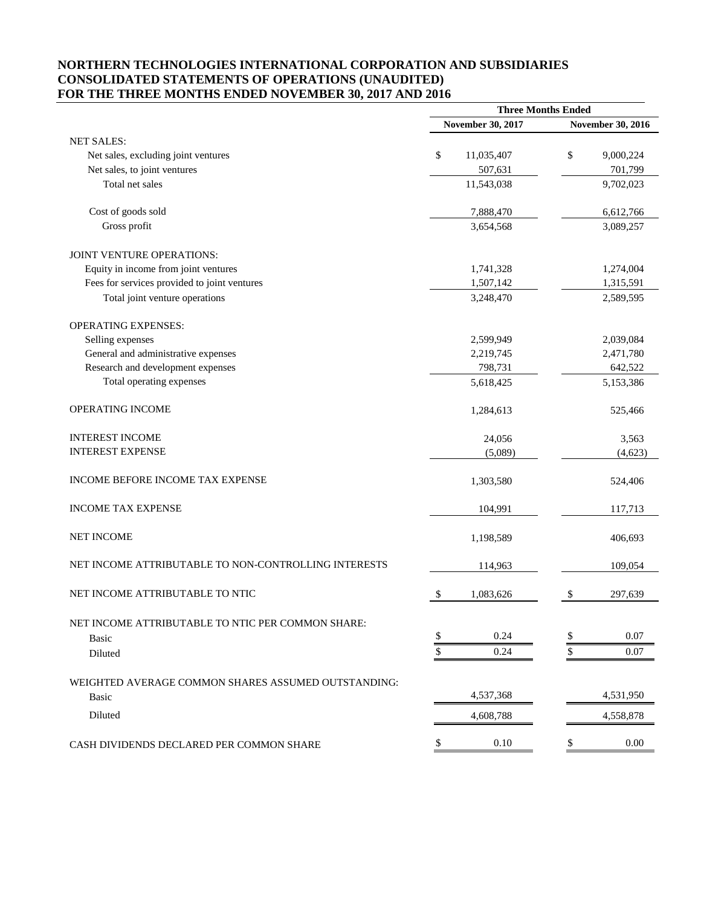# NORTHERN TECHNOLOGIES INTERNATIONAL CORPORATION AND SUBSIDIARIES
## CONSOLIDATED STATEMENTS OF OPERATIONS (UNAUDITED)
## FOR THE THREE MONTHS ENDED NOVEMBER 30, 2017 AND 2016

| | Three Months Ended | |
|---|---|---|
| | November 30, 2017 | November 30, 2016 |
| NET SALES: | | |
| Net sales, excluding joint ventures | $ 11,035,407 | $ 9,000,224 |
| Net sales, to joint ventures | 507,631 | 701,799 |
| Total net sales | 11,543,038 | 9,702,023 |
| Cost of goods sold | 7,888,470 | 6,612,766 |
| Gross profit | 3,654,568 | 3,089,257 |
| JOINT VENTURE OPERATIONS: | | |
| Equity in income from joint ventures | 1,741,328 | 1,274,004 |
| Fees for services provided to joint ventures | 1,507,142 | 1,315,591 |
| Total joint venture operations | 3,248,470 | 2,589,595 |
| OPERATING EXPENSES: | | |
| Selling expenses | 2,599,949 | 2,039,084 |
| General and administrative expenses | 2,219,745 | 2,471,780 |
| Research and development expenses | 798,731 | 642,522 |
| Total operating expenses | 5,618,425 | 5,153,386 |
| OPERATING INCOME | 1,284,613 | 525,466 |
| INTEREST INCOME | 24,056 | 3,563 |
| INTEREST EXPENSE | (5,089) | (4,623) |
| INCOME BEFORE INCOME TAX EXPENSE | 1,303,580 | 524,406 |
| INCOME TAX EXPENSE | 104,991 | 117,713 |
| NET INCOME | 1,198,589 | 406,693 |
| NET INCOME ATTRIBUTABLE TO NON-CONTROLLING INTERESTS | 114,963 | 109,054 |
| NET INCOME ATTRIBUTABLE TO NTIC | $ 1,083,626 | $ 297,639 |
| NET INCOME ATTRIBUTABLE TO NTIC PER COMMON SHARE: | | |
| Basic | $ 0.24 | $ 0.07 |
| Diluted | $ 0.24 | $ 0.07 |
| WEIGHTED AVERAGE COMMON SHARES ASSUMED OUTSTANDING: | | |
| Basic | 4,537,368 | 4,531,950 |
| Diluted | 4,608,788 | 4,558,878 |
| CASH DIVIDENDS DECLARED PER COMMON SHARE | $ 0.10 | $ 0.00 |